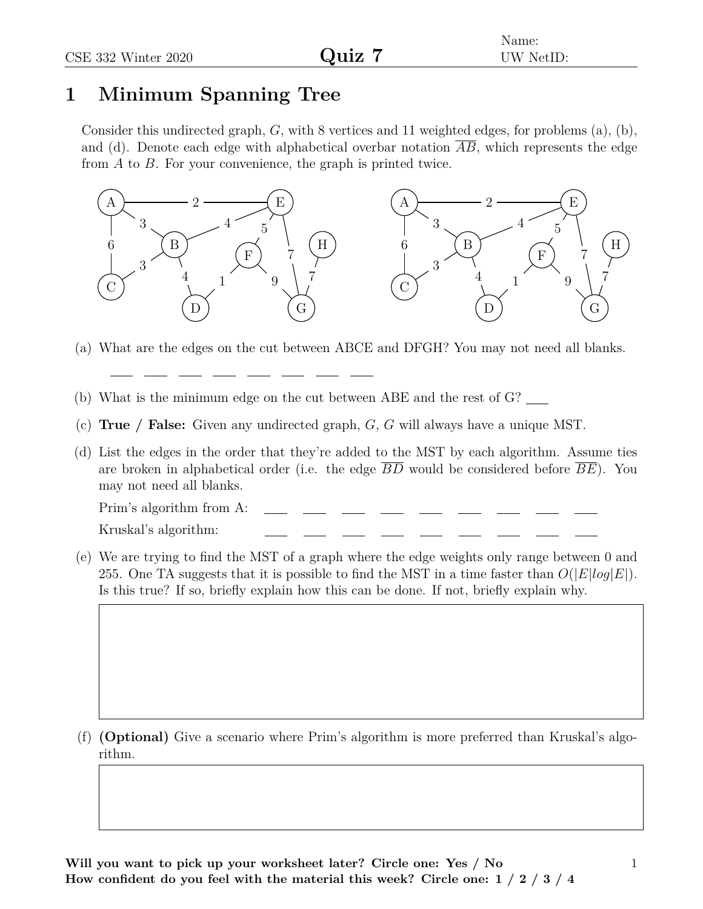Name:
UW NetID:

# Quiz 7

CSE 332 Winter 2020

## 1 Minimum Spanning Tree

Consider this undirected graph, $G$, with 8 vertices and 11 weighted edges, for problems (a), (b), and (d). Denote each edge with alphabetical overbar notation $\overline{AB}$, which represents the edge from $A$ to $B$. For your convenience, the graph is printed twice.

(a) What are the edges on the cut between ABCE and DFGH? You may not need all blanks.

\_\_\_ \_\_\_ \_\_\_ \_\_\_ \_\_\_ \_\_\_ \_\_\_ \_\_\_

(b) What is the minimum edge on the cut between ABE and the rest of G? \_\_\_

(c) **True / False:** Given any undirected graph, $G$, $G$ will always have a unique MST.

(d) List the edges in the order that they're added to the MST by each algorithm. Assume ties are broken in alphabetical order (i.e. the edge $\overline{BD}$ would be considered before $\overline{BE}$). You may not need all blanks.

Prim's algorithm from A: \_\_\_ \_\_\_ \_\_\_ \_\_\_ \_\_\_ \_\_\_ \_\_\_ \_\_\_ \_\_\_

Kruskal's algorithm: \_\_\_ \_\_\_ \_\_\_ \_\_\_ \_\_\_ \_\_\_ \_\_\_ \_\_\_ \_\_\_

(e) We are trying to find the MST of a graph where the edge weights only range between 0 and 255. One TA suggests that it is possible to find the MST in a time faster than $O(|E|log|E|)$. Is this true? If so, briefly explain how this can be done. If not, briefly explain why.

(f) **(Optional)** Give a scenario where Prim's algorithm is more preferred than Kruskal's algorithm.

**Will you want to pick up your worksheet later? Circle one: Yes / No**
**How confident do you feel with the material this week? Circle one: 1 / 2 / 3 / 4**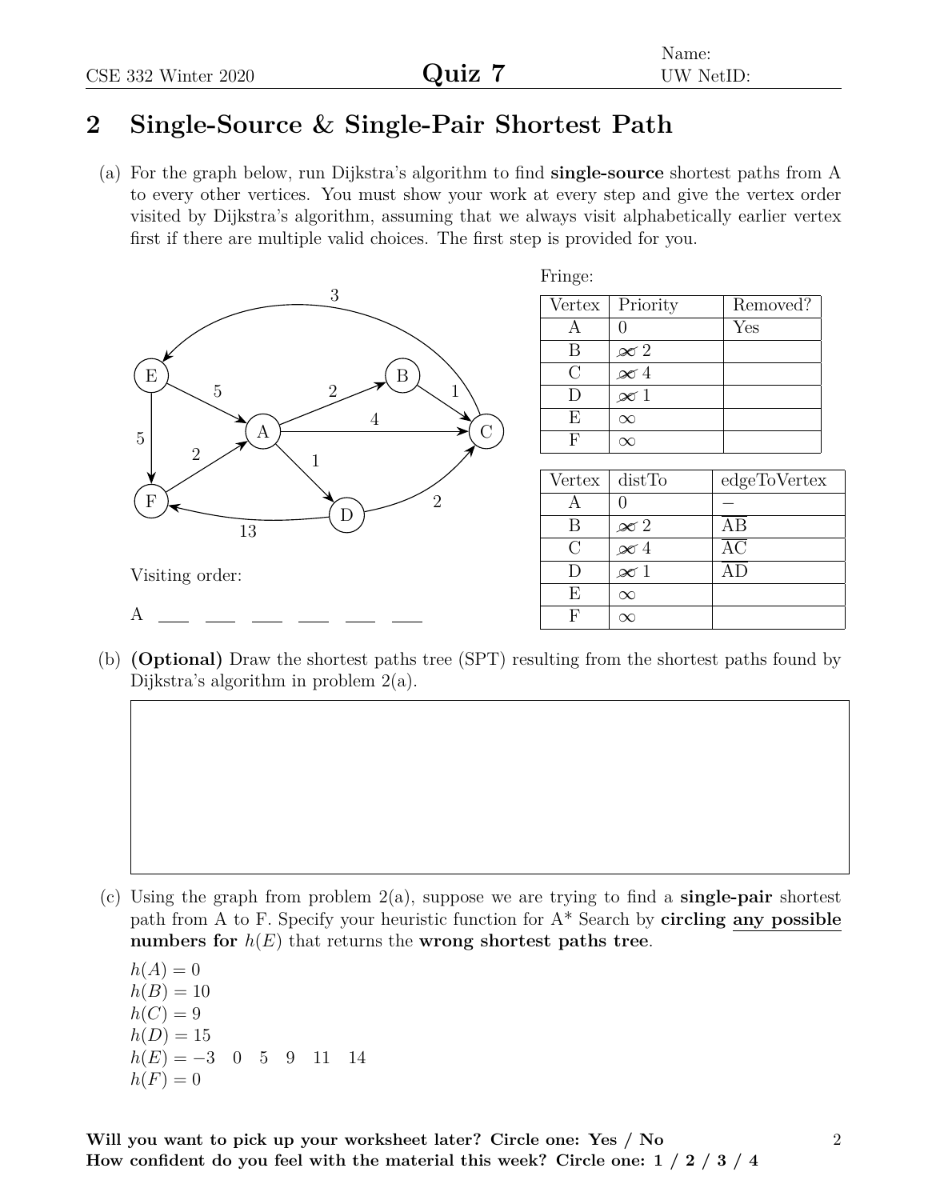## 2 Single-Source & Single-Pair Shortest Path

(a) For the graph below, run Dijkstra's algorithm to find **single-source** shortest paths from A to every other vertices. You must show your work at every step and give the vertex order visited by Dijkstra's algorithm, assuming that we always visit alphabetically earlier vertex first if there are multiple valid choices. The first step is provided for you.

3

E B

5 2 1

5 A 4 C

2 1

F D 2

13

Fringe:

| Vertex | Priority | Removed? |
|---|---|---|
| A | 0 | Yes |
| B | ~~∞~~ 2 | |
| C | ~~∞~~ 4 | |
| D | ~~∞~~ 1 | |
| E | ∞ | |
| F | ∞ | |

| Vertex | distTo | edgeToVertex |
|---|---|---|
| A | 0 | − |
| B | ~~∞~~ 2 | $\overline{AB}$ |
| C | ~~∞~~ 4 | $\overline{AC}$ |
| D | ~~∞~~ 1 | $\overline{AD}$ |
| E | ∞ | |
| F | ∞ | |

Visiting order:

A \_\_\_ \_\_\_ \_\_\_ \_\_\_ \_\_\_ \_\_\_

(b) **(Optional)** Draw the shortest paths tree (SPT) resulting from the shortest paths found by Dijkstra's algorithm in problem 2(a).

(c) Using the graph from problem 2(a), suppose we are trying to find a **single-pair** shortest path from A to F. Specify your heuristic function for A* Search by **circling <u>any possible</u> numbers for** $h(E)$ that returns the **wrong shortest paths tree**.

$h(A) = 0$
$h(B) = 10$
$h(C) = 9$
$h(D) = 15$
$h(E) = -3 \quad 0 \quad 5 \quad 9 \quad 11 \quad 14$
$h(F) = 0$

**Will you want to pick up your worksheet later? Circle one: Yes / No**
**How confident do you feel with the material this week? Circle one: 1 / 2 / 3 / 4**